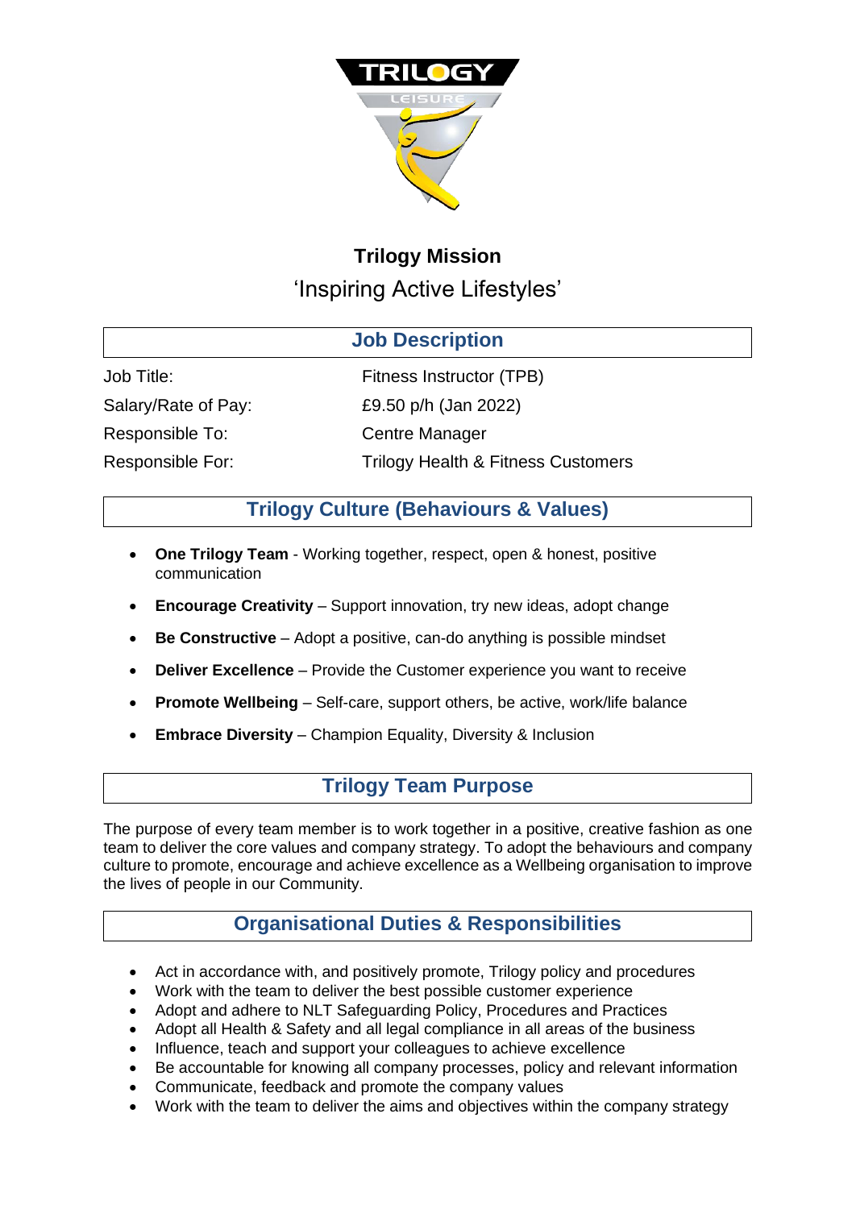## Trilogy Mission

'Inspiring Active Lifestyles'

## Job Description

| | |
|---|---|
| Job Title: | Fitness Instructor (TPB) |
| Salary/Rate of Pay: | £9.50 p/h (Jan 2022) |
| Responsible To: | Centre Manager |
| Responsible For: | Trilogy Health & Fitness Customers |

## Trilogy Culture (Behaviours & Values)

- **One Trilogy Team** - Working together, respect, open & honest, positive communication
- **Encourage Creativity** – Support innovation, try new ideas, adopt change
- **Be Constructive** – Adopt a positive, can-do anything is possible mindset
- **Deliver Excellence** – Provide the Customer experience you want to receive
- **Promote Wellbeing** – Self-care, support others, be active, work/life balance
- **Embrace Diversity** – Champion Equality, Diversity & Inclusion

## Trilogy Team Purpose

The purpose of every team member is to work together in a positive, creative fashion as one team to deliver the core values and company strategy. To adopt the behaviours and company culture to promote, encourage and achieve excellence as a Wellbeing organisation to improve the lives of people in our Community.

## Organisational Duties & Responsibilities

- Act in accordance with, and positively promote, Trilogy policy and procedures
- Work with the team to deliver the best possible customer experience
- Adopt and adhere to NLT Safeguarding Policy, Procedures and Practices
- Adopt all Health & Safety and all legal compliance in all areas of the business
- Influence, teach and support your colleagues to achieve excellence
- Be accountable for knowing all company processes, policy and relevant information
- Communicate, feedback and promote the company values
- Work with the team to deliver the aims and objectives within the company strategy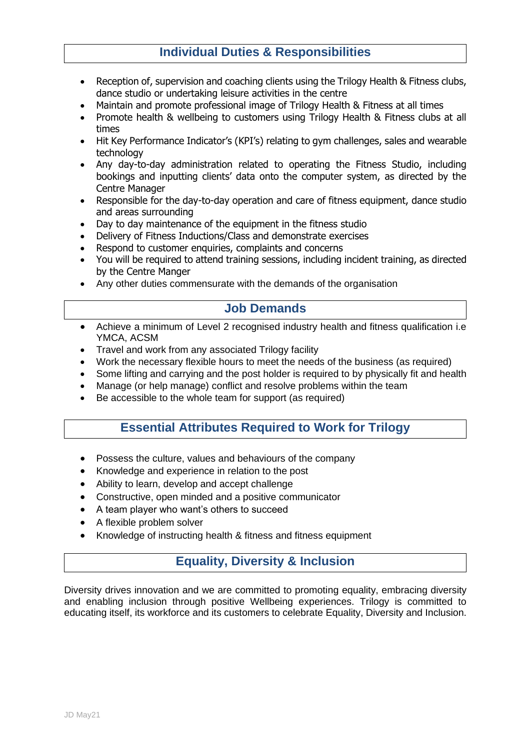## Individual Duties & Responsibilities

- Reception of, supervision and coaching clients using the Trilogy Health & Fitness clubs, dance studio or undertaking leisure activities in the centre
- Maintain and promote professional image of Trilogy Health & Fitness at all times
- Promote health & wellbeing to customers using Trilogy Health & Fitness clubs at all times
- Hit Key Performance Indicator's (KPI's) relating to gym challenges, sales and wearable technology
- Any day-to-day administration related to operating the Fitness Studio, including bookings and inputting clients' data onto the computer system, as directed by the Centre Manager
- Responsible for the day-to-day operation and care of fitness equipment, dance studio and areas surrounding
- Day to day maintenance of the equipment in the fitness studio
- Delivery of Fitness Inductions/Class and demonstrate exercises
- Respond to customer enquiries, complaints and concerns
- You will be required to attend training sessions, including incident training, as directed by the Centre Manger
- Any other duties commensurate with the demands of the organisation

## Job Demands

- Achieve a minimum of Level 2 recognised industry health and fitness qualification i.e YMCA, ACSM
- Travel and work from any associated Trilogy facility
- Work the necessary flexible hours to meet the needs of the business (as required)
- Some lifting and carrying and the post holder is required to by physically fit and health
- Manage (or help manage) conflict and resolve problems within the team
- Be accessible to the whole team for support (as required)

## Essential Attributes Required to Work for Trilogy

- Possess the culture, values and behaviours of the company
- Knowledge and experience in relation to the post
- Ability to learn, develop and accept challenge
- Constructive, open minded and a positive communicator
- A team player who want's others to succeed
- A flexible problem solver
- Knowledge of instructing health & fitness and fitness equipment

## Equality, Diversity & Inclusion

Diversity drives innovation and we are committed to promoting equality, embracing diversity and enabling inclusion through positive Wellbeing experiences. Trilogy is committed to educating itself, its workforce and its customers to celebrate Equality, Diversity and Inclusion.